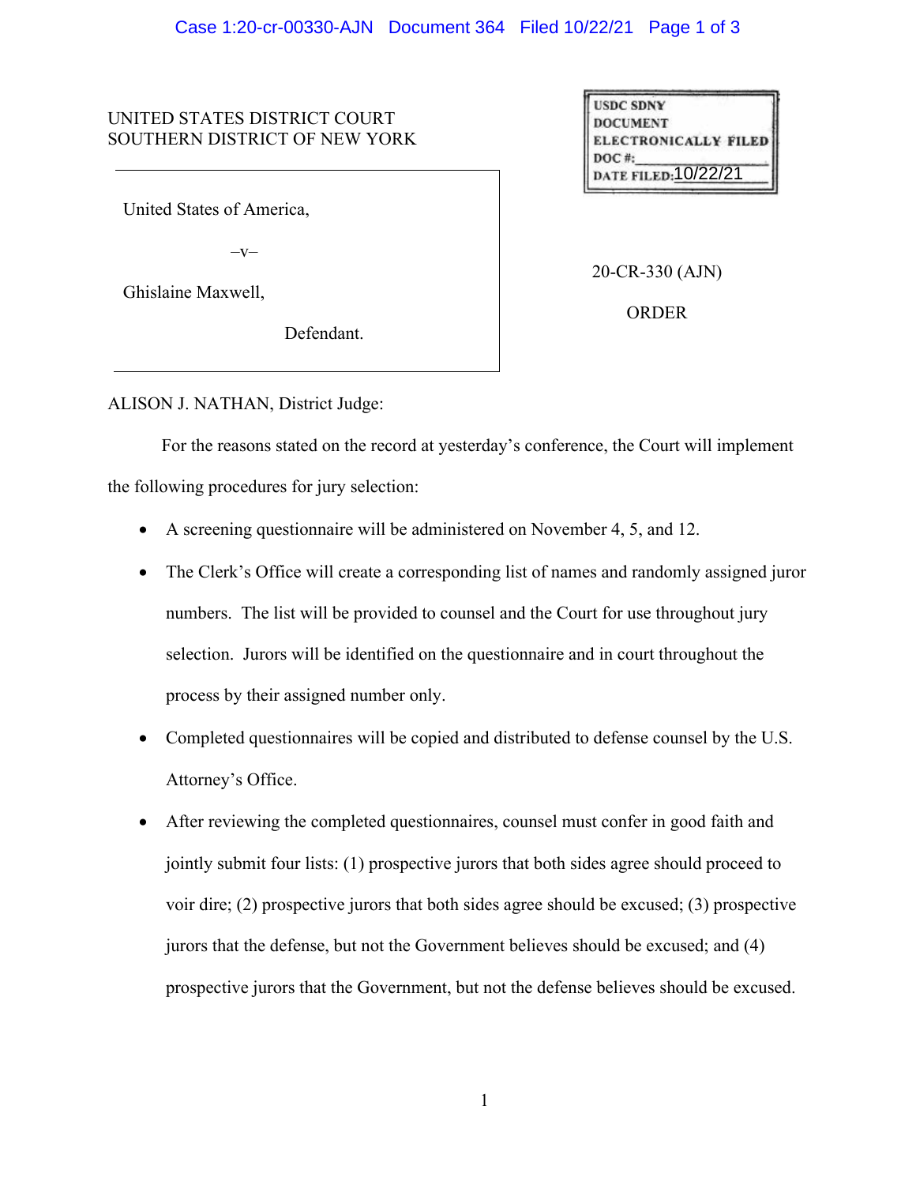UNITED STATES DISTRICT COURT
SOUTHERN DISTRICT OF NEW YORK

USDC SDNY
DOCUMENT
ELECTRONICALLY FILED
DOC #:
DATE FILED: 10/22/21

United States of America,

–v–

Ghislaine Maxwell,

Defendant.

20-CR-330 (AJN)

ORDER

ALISON J. NATHAN, District Judge:

For the reasons stated on the record at yesterday's conference, the Court will implement the following procedures for jury selection:

- A screening questionnaire will be administered on November 4, 5, and 12.
- The Clerk's Office will create a corresponding list of names and randomly assigned juror numbers. The list will be provided to counsel and the Court for use throughout jury selection. Jurors will be identified on the questionnaire and in court throughout the process by their assigned number only.
- Completed questionnaires will be copied and distributed to defense counsel by the U.S. Attorney's Office.
- After reviewing the completed questionnaires, counsel must confer in good faith and jointly submit four lists: (1) prospective jurors that both sides agree should proceed to voir dire; (2) prospective jurors that both sides agree should be excused; (3) prospective jurors that the defense, but not the Government believes should be excused; and (4) prospective jurors that the Government, but not the defense believes should be excused.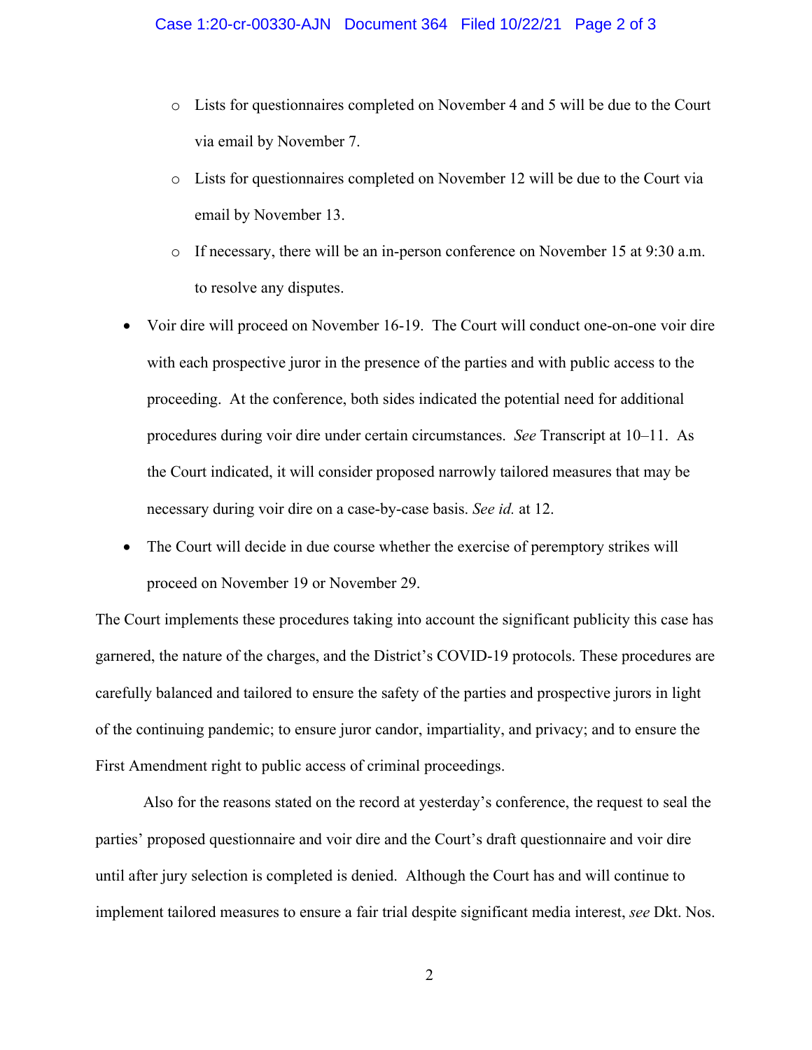- Lists for questionnaires completed on November 4 and 5 will be due to the Court via email by November 7.
    - Lists for questionnaires completed on November 12 will be due to the Court via email by November 13.
    - If necessary, there will be an in-person conference on November 15 at 9:30 a.m. to resolve any disputes.

- Voir dire will proceed on November 16-19. The Court will conduct one-on-one voir dire with each prospective juror in the presence of the parties and with public access to the proceeding. At the conference, both sides indicated the potential need for additional procedures during voir dire under certain circumstances. *See* Transcript at 10–11. As the Court indicated, it will consider proposed narrowly tailored measures that may be necessary during voir dire on a case-by-case basis. *See id.* at 12.
- The Court will decide in due course whether the exercise of peremptory strikes will proceed on November 19 or November 29.

The Court implements these procedures taking into account the significant publicity this case has garnered, the nature of the charges, and the District's COVID-19 protocols. These procedures are carefully balanced and tailored to ensure the safety of the parties and prospective jurors in light of the continuing pandemic; to ensure juror candor, impartiality, and privacy; and to ensure the First Amendment right to public access of criminal proceedings.

Also for the reasons stated on the record at yesterday's conference, the request to seal the parties' proposed questionnaire and voir dire and the Court's draft questionnaire and voir dire until after jury selection is completed is denied. Although the Court has and will continue to implement tailored measures to ensure a fair trial despite significant media interest, *see* Dkt. Nos.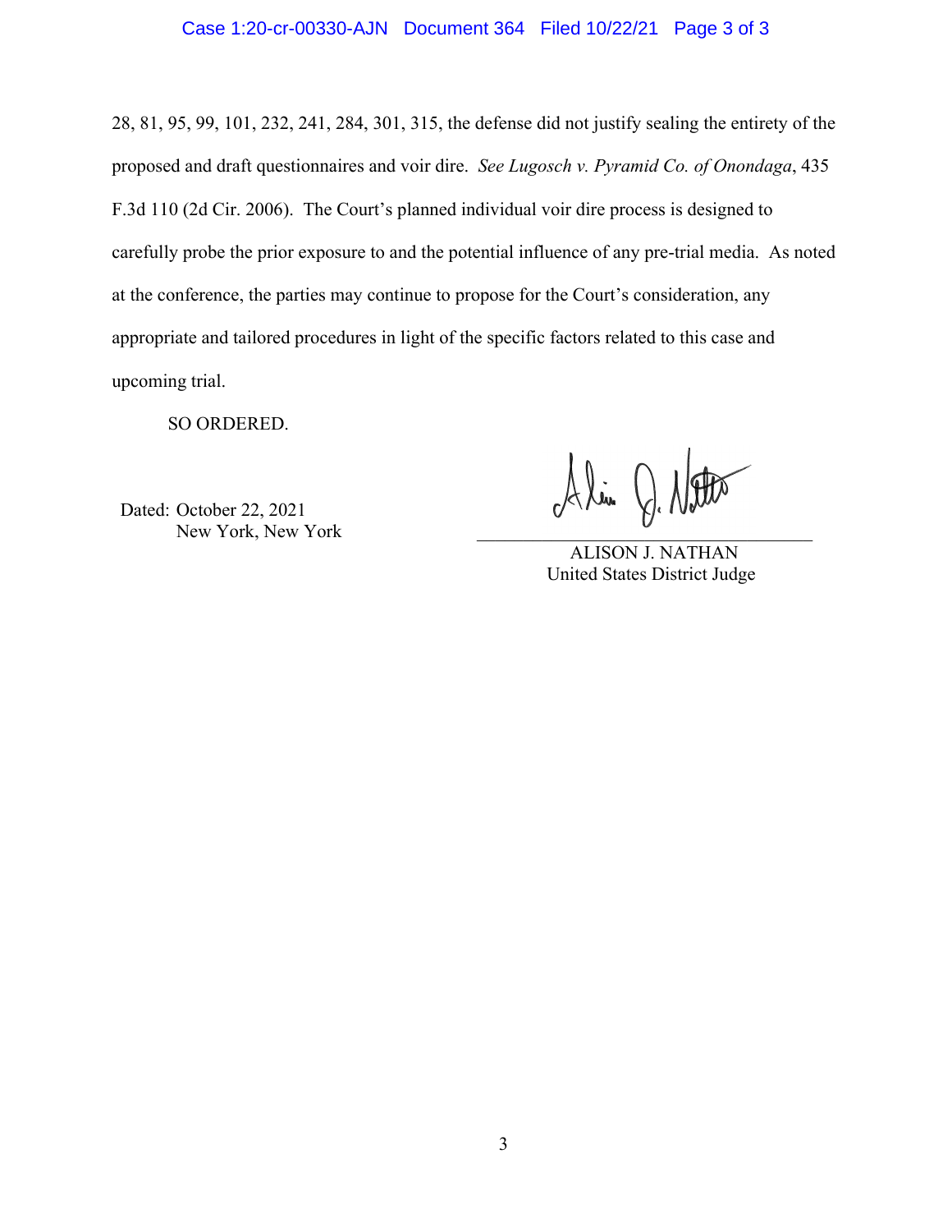28, 81, 95, 99, 101, 232, 241, 284, 301, 315, the defense did not justify sealing the entirety of the proposed and draft questionnaires and voir dire. *See Lugosch v. Pyramid Co. of Onondaga*, 435 F.3d 110 (2d Cir. 2006). The Court's planned individual voir dire process is designed to carefully probe the prior exposure to and the potential influence of any pre-trial media. As noted at the conference, the parties may continue to propose for the Court's consideration, any appropriate and tailored procedures in light of the specific factors related to this case and upcoming trial.

SO ORDERED.

Dated: October 22, 2021
New York, New York

ALISON J. NATHAN
United States District Judge